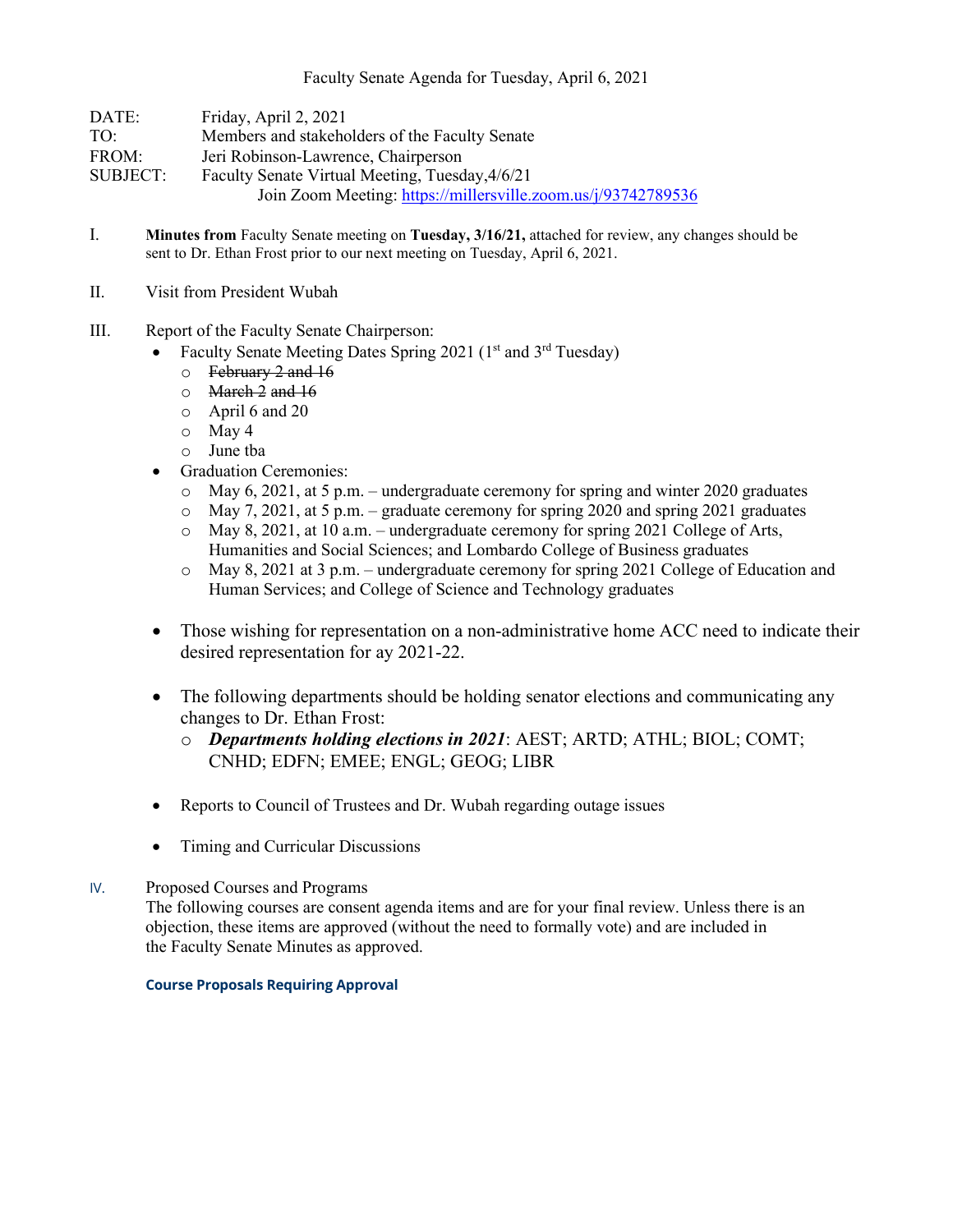Faculty Senate Agenda for Tuesday, April 6, 2021

DATE: Friday, April 2, 2021
TO: Members and stakeholders of the Faculty Senate
FROM: Jeri Robinson-Lawrence, Chairperson
SUBJECT: Faculty Senate Virtual Meeting, Tuesday,4/6/21
Join Zoom Meeting: https://millersville.zoom.us/j/93742789536

I. **Minutes from** Faculty Senate meeting on **Tuesday, 3/16/21,** attached for review, any changes should be sent to Dr. Ethan Frost prior to our next meeting on Tuesday, April 6, 2021.

II. Visit from President Wubah

III. Report of the Faculty Senate Chairperson:

- Faculty Senate Meeting Dates Spring 2021 (1st and 3rd Tuesday)
  - ~~February 2 and 16~~
  - ~~March 2 and 16~~
  - April 6 and 20
  - May 4
  - June tba
- Graduation Ceremonies:
  - May 6, 2021, at 5 p.m. – undergraduate ceremony for spring and winter 2020 graduates
  - May 7, 2021, at 5 p.m. – graduate ceremony for spring 2020 and spring 2021 graduates
  - May 8, 2021, at 10 a.m. – undergraduate ceremony for spring 2021 College of Arts, Humanities and Social Sciences; and Lombardo College of Business graduates
  - May 8, 2021 at 3 p.m. – undergraduate ceremony for spring 2021 College of Education and Human Services; and College of Science and Technology graduates
- Those wishing for representation on a non-administrative home ACC need to indicate their desired representation for ay 2021-22.
- The following departments should be holding senator elections and communicating any changes to Dr. Ethan Frost:
  - ***Departments holding elections in 2021***: AEST; ARTD; ATHL; BIOL; COMT; CNHD; EDFN; EMEE; ENGL; GEOG; LIBR
- Reports to Council of Trustees and Dr. Wubah regarding outage issues
- Timing and Curricular Discussions

IV. Proposed Courses and Programs
The following courses are consent agenda items and are for your final review. Unless there is an objection, these items are approved (without the need to formally vote) and are included in the Faculty Senate Minutes as approved.

**Course Proposals Requiring Approval**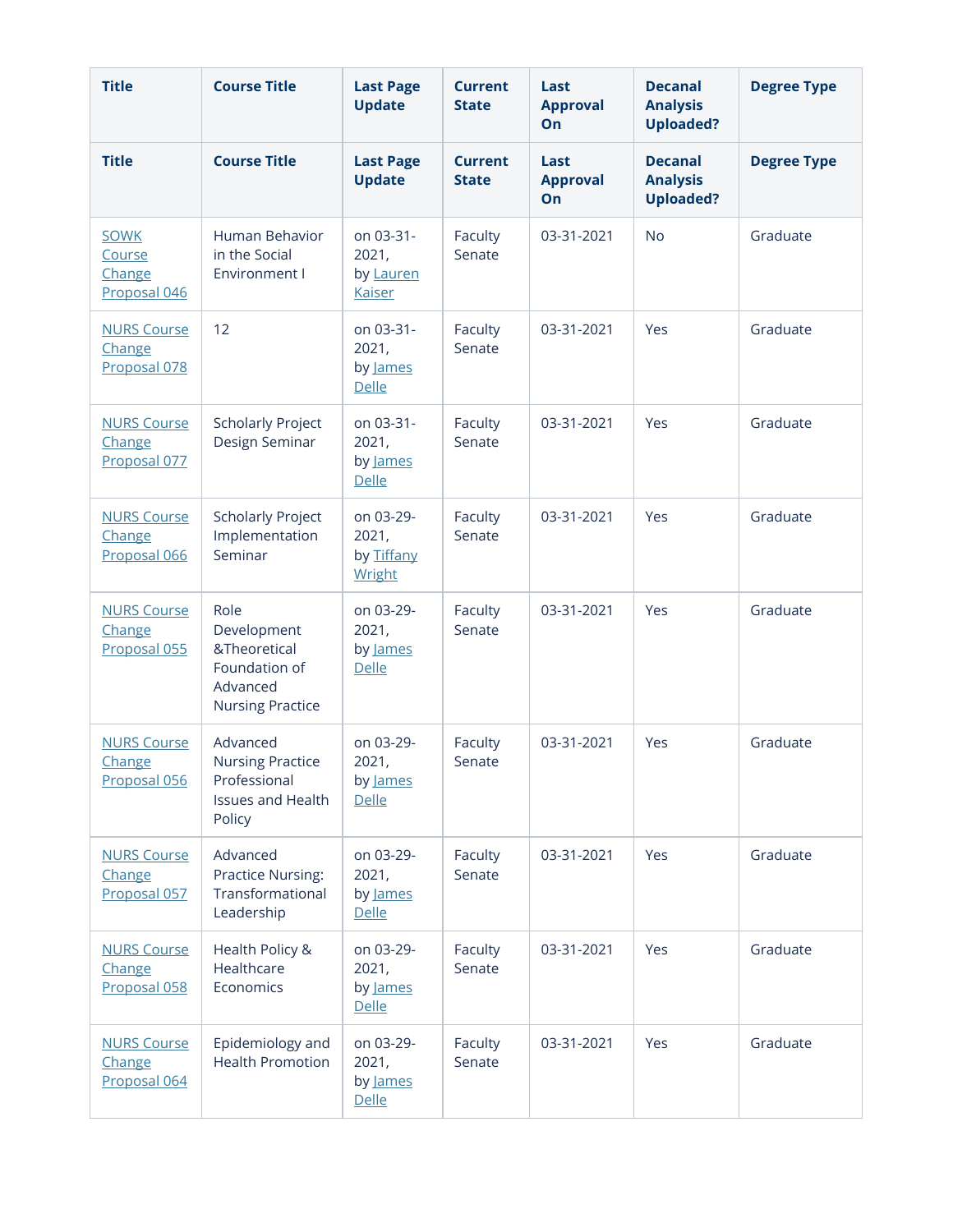| Title | Course Title | Last Page Update | Current State | Last Approval On | Decanal Analysis Uploaded? | Degree Type |
|---|---|---|---|---|---|---|
| Title | Course Title | Last Page Update | Current State | Last Approval On | Decanal Analysis Uploaded? | Degree Type |
| SOWK Course Change Proposal 046 | Human Behavior in the Social Environment I | on 03-31-2021, by Lauren Kaiser | Faculty Senate | 03-31-2021 | No | Graduate |
| NURS Course Change Proposal 078 | 12 | on 03-31-2021, by James Delle | Faculty Senate | 03-31-2021 | Yes | Graduate |
| NURS Course Change Proposal 077 | Scholarly Project Design Seminar | on 03-31-2021, by James Delle | Faculty Senate | 03-31-2021 | Yes | Graduate |
| NURS Course Change Proposal 066 | Scholarly Project Implementation Seminar | on 03-29-2021, by Tiffany Wright | Faculty Senate | 03-31-2021 | Yes | Graduate |
| NURS Course Change Proposal 055 | Role Development &Theoretical Foundation of Advanced Nursing Practice | on 03-29-2021, by James Delle | Faculty Senate | 03-31-2021 | Yes | Graduate |
| NURS Course Change Proposal 056 | Advanced Nursing Practice Professional Issues and Health Policy | on 03-29-2021, by James Delle | Faculty Senate | 03-31-2021 | Yes | Graduate |
| NURS Course Change Proposal 057 | Advanced Practice Nursing: Transformational Leadership | on 03-29-2021, by James Delle | Faculty Senate | 03-31-2021 | Yes | Graduate |
| NURS Course Change Proposal 058 | Health Policy & Healthcare Economics | on 03-29-2021, by James Delle | Faculty Senate | 03-31-2021 | Yes | Graduate |
| NURS Course Change Proposal 064 | Epidemiology and Health Promotion | on 03-29-2021, by James Delle | Faculty Senate | 03-31-2021 | Yes | Graduate |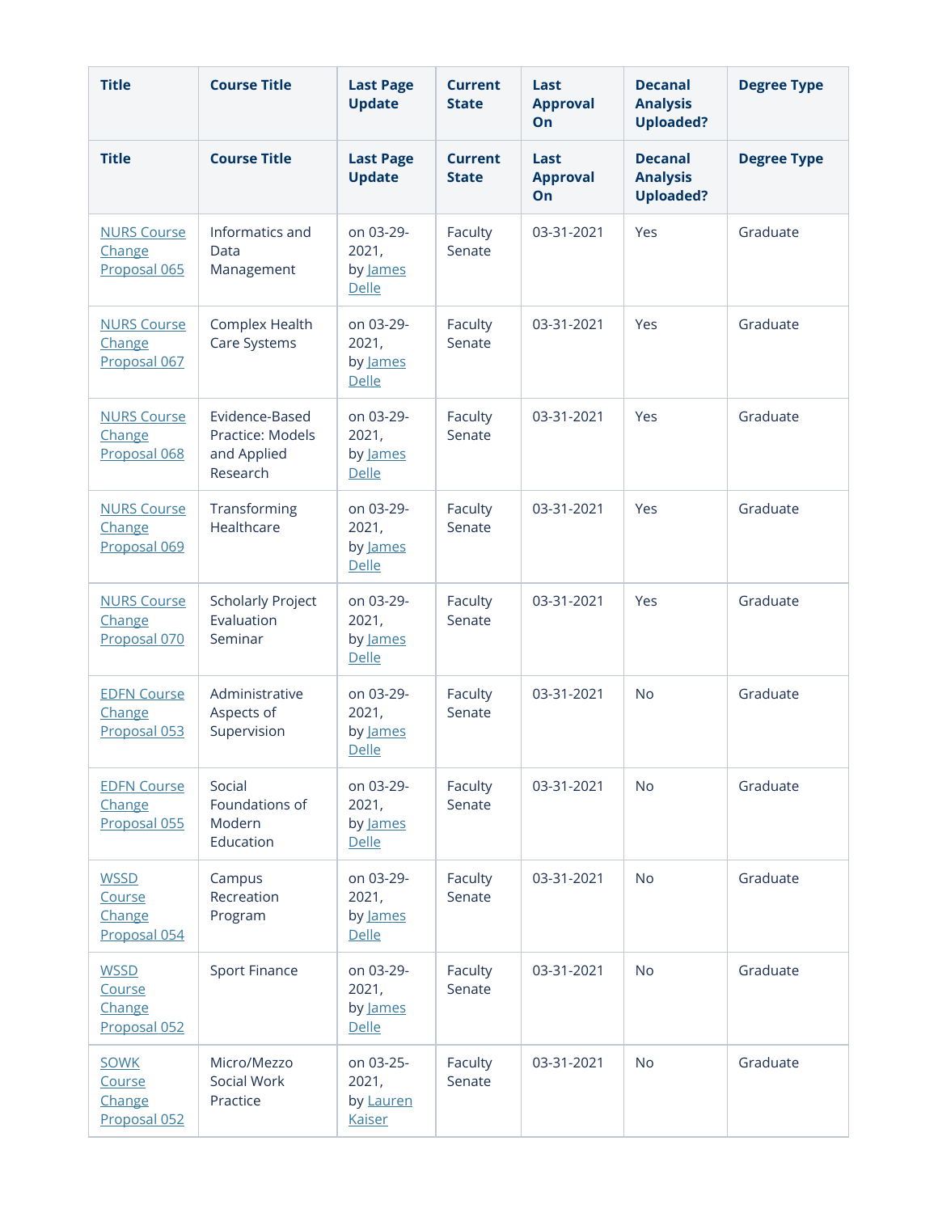| Title | Course Title | Last Page Update | Current State | Last Approval On | Decanal Analysis Uploaded? | Degree Type |
|---|---|---|---|---|---|---|
| Title | Course Title | Last Page Update | Current State | Last Approval On | Decanal Analysis Uploaded? | Degree Type |
| NURS Course Change Proposal 065 | Informatics and Data Management | on 03-29-2021, by James Delle | Faculty Senate | 03-31-2021 | Yes | Graduate |
| NURS Course Change Proposal 067 | Complex Health Care Systems | on 03-29-2021, by James Delle | Faculty Senate | 03-31-2021 | Yes | Graduate |
| NURS Course Change Proposal 068 | Evidence-Based Practice: Models and Applied Research | on 03-29-2021, by James Delle | Faculty Senate | 03-31-2021 | Yes | Graduate |
| NURS Course Change Proposal 069 | Transforming Healthcare | on 03-29-2021, by James Delle | Faculty Senate | 03-31-2021 | Yes | Graduate |
| NURS Course Change Proposal 070 | Scholarly Project Evaluation Seminar | on 03-29-2021, by James Delle | Faculty Senate | 03-31-2021 | Yes | Graduate |
| EDFN Course Change Proposal 053 | Administrative Aspects of Supervision | on 03-29-2021, by James Delle | Faculty Senate | 03-31-2021 | No | Graduate |
| EDFN Course Change Proposal 055 | Social Foundations of Modern Education | on 03-29-2021, by James Delle | Faculty Senate | 03-31-2021 | No | Graduate |
| WSSD Course Change Proposal 054 | Campus Recreation Program | on 03-29-2021, by James Delle | Faculty Senate | 03-31-2021 | No | Graduate |
| WSSD Course Change Proposal 052 | Sport Finance | on 03-29-2021, by James Delle | Faculty Senate | 03-31-2021 | No | Graduate |
| SOWK Course Change Proposal 052 | Micro/Mezzo Social Work Practice | on 03-25-2021, by Lauren Kaiser | Faculty Senate | 03-31-2021 | No | Graduate |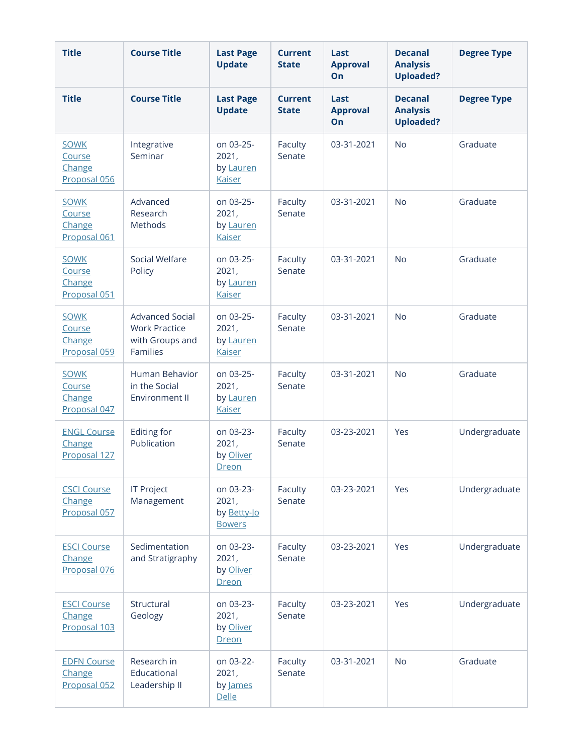| Title | Course Title | Last Page Update | Current State | Last Approval On | Decanal Analysis Uploaded? | Degree Type |
|---|---|---|---|---|---|---|
| Title | Course Title | Last Page Update | Current State | Last Approval On | Decanal Analysis Uploaded? | Degree Type |
| SOWK Course Change Proposal 056 | Integrative Seminar | on 03-25-2021, by Lauren Kaiser | Faculty Senate | 03-31-2021 | No | Graduate |
| SOWK Course Change Proposal 061 | Advanced Research Methods | on 03-25-2021, by Lauren Kaiser | Faculty Senate | 03-31-2021 | No | Graduate |
| SOWK Course Change Proposal 051 | Social Welfare Policy | on 03-25-2021, by Lauren Kaiser | Faculty Senate | 03-31-2021 | No | Graduate |
| SOWK Course Change Proposal 059 | Advanced Social Work Practice with Groups and Families | on 03-25-2021, by Lauren Kaiser | Faculty Senate | 03-31-2021 | No | Graduate |
| SOWK Course Change Proposal 047 | Human Behavior in the Social Environment II | on 03-25-2021, by Lauren Kaiser | Faculty Senate | 03-31-2021 | No | Graduate |
| ENGL Course Change Proposal 127 | Editing for Publication | on 03-23-2021, by Oliver Dreon | Faculty Senate | 03-23-2021 | Yes | Undergraduate |
| CSCI Course Change Proposal 057 | IT Project Management | on 03-23-2021, by Betty-Jo Bowers | Faculty Senate | 03-23-2021 | Yes | Undergraduate |
| ESCI Course Change Proposal 076 | Sedimentation and Stratigraphy | on 03-23-2021, by Oliver Dreon | Faculty Senate | 03-23-2021 | Yes | Undergraduate |
| ESCI Course Change Proposal 103 | Structural Geology | on 03-23-2021, by Oliver Dreon | Faculty Senate | 03-23-2021 | Yes | Undergraduate |
| EDFN Course Change Proposal 052 | Research in Educational Leadership II | on 03-22-2021, by James Delle | Faculty Senate | 03-31-2021 | No | Graduate |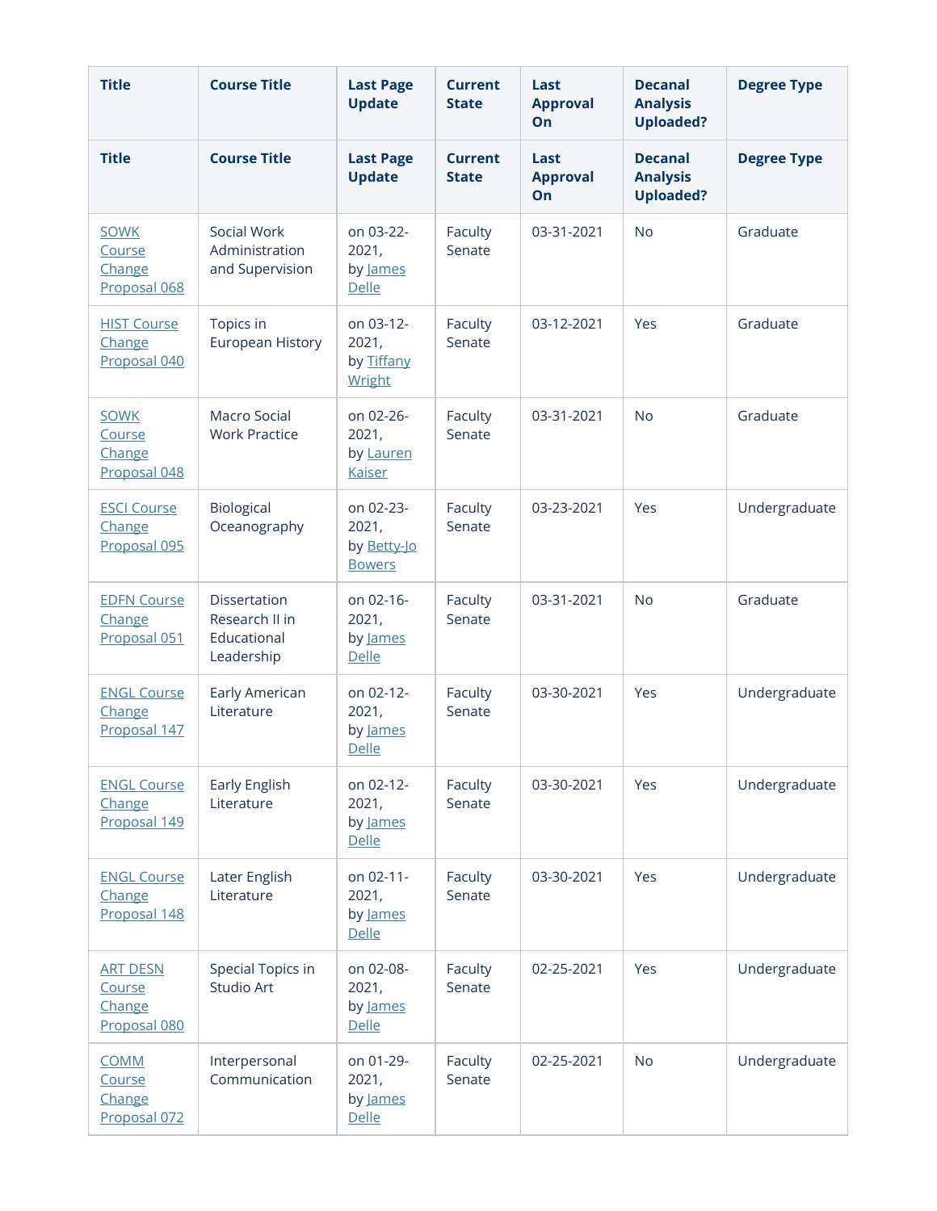| Title | Course Title | Last Page Update | Current State | Last Approval On | Decanal Analysis Uploaded? | Degree Type |
|---|---|---|---|---|---|---|
| Title | Course Title | Last Page Update | Current State | Last Approval On | Decanal Analysis Uploaded? | Degree Type |
| SOWK Course Change Proposal 068 | Social Work Administration and Supervision | on 03-22-2021, by James Delle | Faculty Senate | 03-31-2021 | No | Graduate |
| HIST Course Change Proposal 040 | Topics in European History | on 03-12-2021, by Tiffany Wright | Faculty Senate | 03-12-2021 | Yes | Graduate |
| SOWK Course Change Proposal 048 | Macro Social Work Practice | on 02-26-2021, by Lauren Kaiser | Faculty Senate | 03-31-2021 | No | Graduate |
| ESCI Course Change Proposal 095 | Biological Oceanography | on 02-23-2021, by Betty-Jo Bowers | Faculty Senate | 03-23-2021 | Yes | Undergraduate |
| EDFN Course Change Proposal 051 | Dissertation Research II in Educational Leadership | on 02-16-2021, by James Delle | Faculty Senate | 03-31-2021 | No | Graduate |
| ENGL Course Change Proposal 147 | Early American Literature | on 02-12-2021, by James Delle | Faculty Senate | 03-30-2021 | Yes | Undergraduate |
| ENGL Course Change Proposal 149 | Early English Literature | on 02-12-2021, by James Delle | Faculty Senate | 03-30-2021 | Yes | Undergraduate |
| ENGL Course Change Proposal 148 | Later English Literature | on 02-11-2021, by James Delle | Faculty Senate | 03-30-2021 | Yes | Undergraduate |
| ART DESN Course Change Proposal 080 | Special Topics in Studio Art | on 02-08-2021, by James Delle | Faculty Senate | 02-25-2021 | Yes | Undergraduate |
| COMM Course Change Proposal 072 | Interpersonal Communication | on 01-29-2021, by James Delle | Faculty Senate | 02-25-2021 | No | Undergraduate |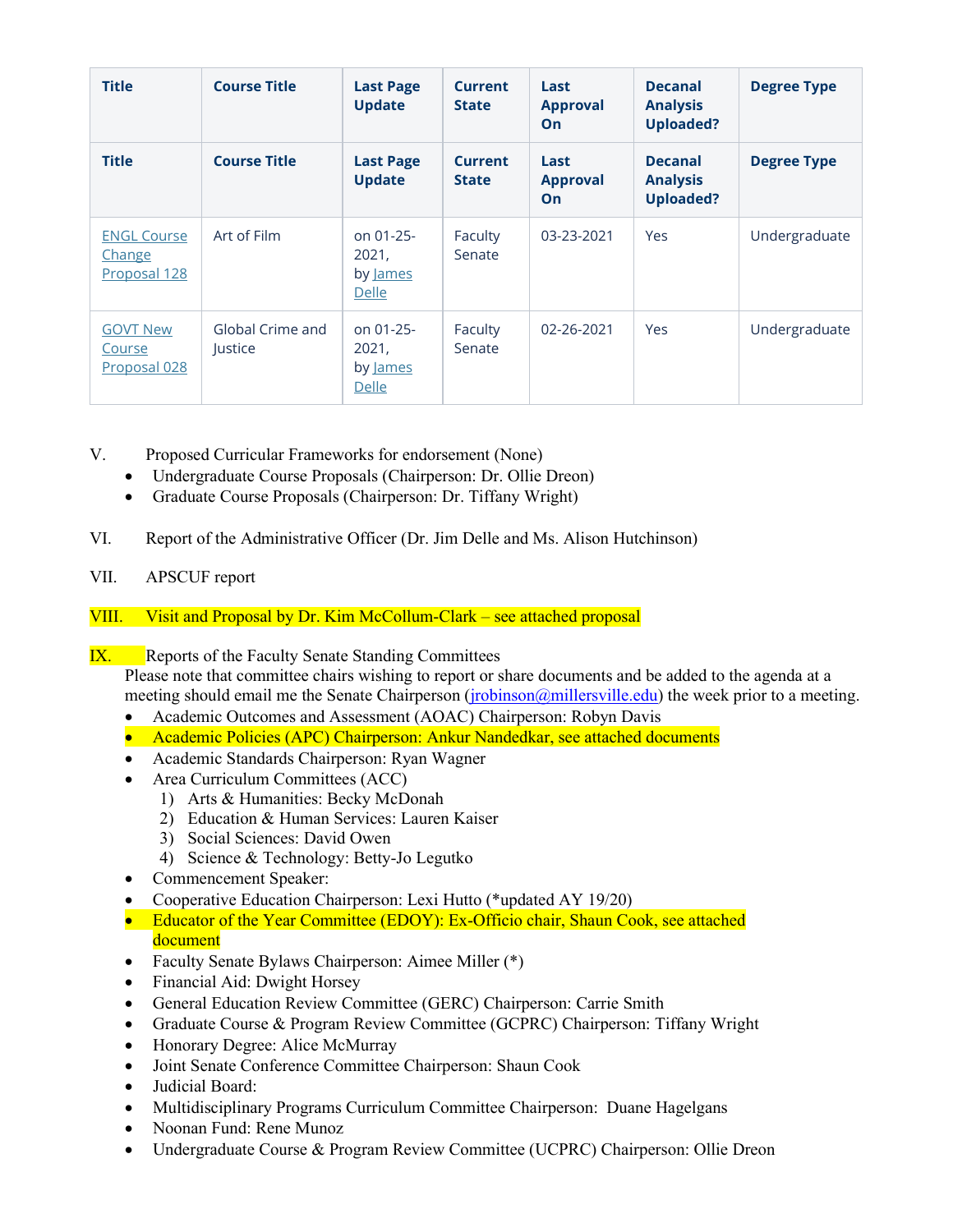| Title | Course Title | Last Page Update | Current State | Last Approval On | Decanal Analysis Uploaded? | Degree Type |
|---|---|---|---|---|---|---|
| Title | Course Title | Last Page Update | Current State | Last Approval On | Decanal Analysis Uploaded? | Degree Type |
| ENGL Course Change Proposal 128 | Art of Film | on 01-25-2021, by James Delle | Faculty Senate | 03-23-2021 | Yes | Undergraduate |
| GOVT New Course Proposal 028 | Global Crime and Justice | on 01-25-2021, by James Delle | Faculty Senate | 02-26-2021 | Yes | Undergraduate |

V. Proposed Curricular Frameworks for endorsement (None)

- Undergraduate Course Proposals (Chairperson: Dr. Ollie Dreon)
- Graduate Course Proposals (Chairperson: Dr. Tiffany Wright)

VI. Report of the Administrative Officer (Dr. Jim Delle and Ms. Alison Hutchinson)

VII. APSCUF report

VIII. Visit and Proposal by Dr. Kim McCollum-Clark – see attached proposal

IX. Reports of the Faculty Senate Standing Committees

Please note that committee chairs wishing to report or share documents and be added to the agenda at a meeting should email me the Senate Chairperson (jrobinson@millersville.edu) the week prior to a meeting.

- Academic Outcomes and Assessment (AOAC) Chairperson: Robyn Davis
- Academic Policies (APC) Chairperson: Ankur Nandedkar, see attached documents
- Academic Standards Chairperson: Ryan Wagner
- Area Curriculum Committees (ACC)
  1) Arts & Humanities: Becky McDonah
  2) Education & Human Services: Lauren Kaiser
  3) Social Sciences: David Owen
  4) Science & Technology: Betty-Jo Legutko
- Commencement Speaker:
- Cooperative Education Chairperson: Lexi Hutto (*updated AY 19/20)
- Educator of the Year Committee (EDOY): Ex-Officio chair, Shaun Cook, see attached document
- Faculty Senate Bylaws Chairperson: Aimee Miller (*)
- Financial Aid: Dwight Horsey
- General Education Review Committee (GERC) Chairperson: Carrie Smith
- Graduate Course & Program Review Committee (GCPRC) Chairperson: Tiffany Wright
- Honorary Degree: Alice McMurray
- Joint Senate Conference Committee Chairperson: Shaun Cook
- Judicial Board:
- Multidisciplinary Programs Curriculum Committee Chairperson: Duane Hagelgans
- Noonan Fund: Rene Munoz
- Undergraduate Course & Program Review Committee (UCPRC) Chairperson: Ollie Dreon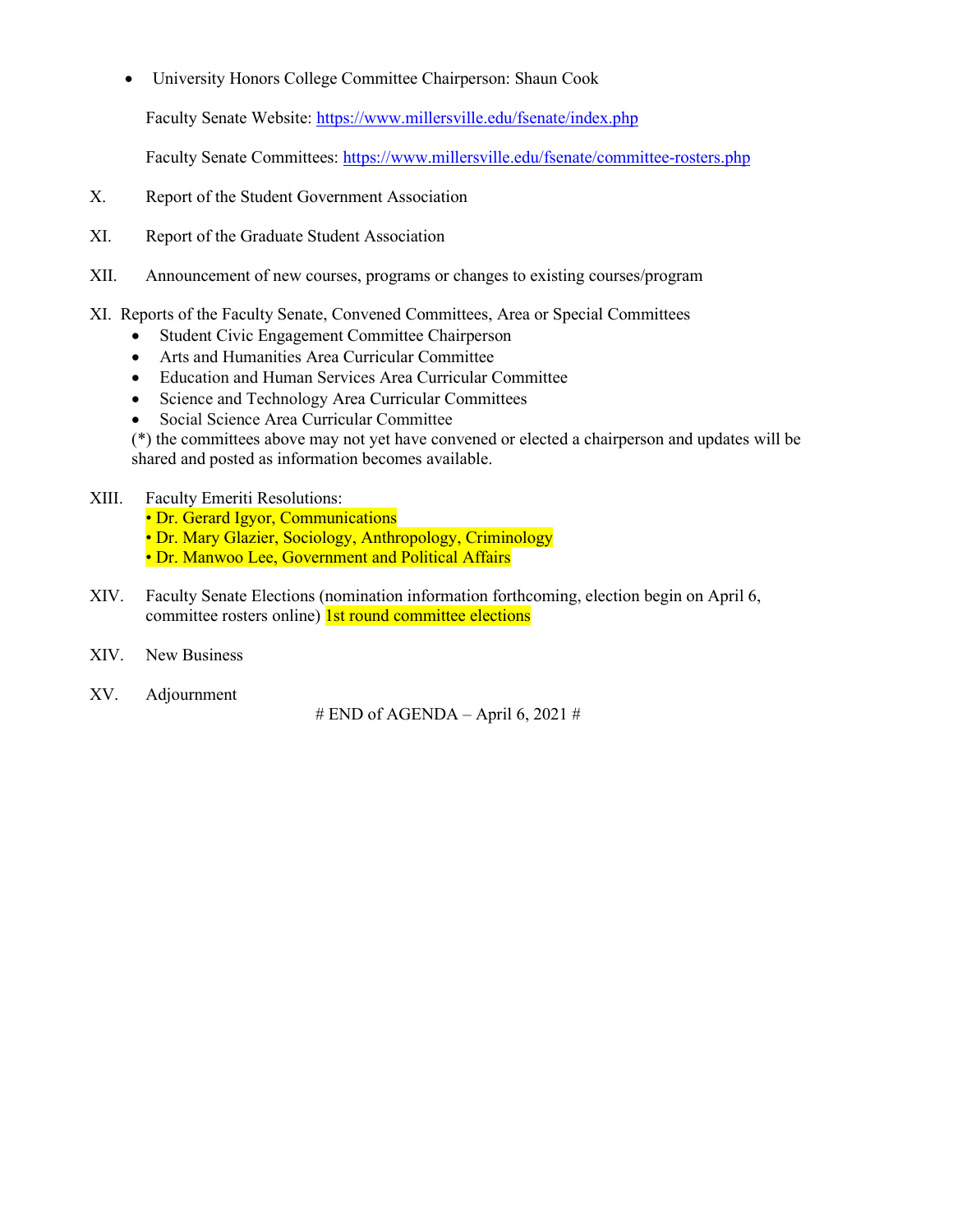- University Honors College Committee Chairperson: Shaun Cook

  Faculty Senate Website: https://www.millersville.edu/fsenate/index.php

  Faculty Senate Committees: https://www.millersville.edu/fsenate/committee-rosters.php

X. Report of the Student Government Association

XI. Report of the Graduate Student Association

XII. Announcement of new courses, programs or changes to existing courses/program

XI. Reports of the Faculty Senate, Convened Committees, Area or Special Committees
- Student Civic Engagement Committee Chairperson
- Arts and Humanities Area Curricular Committee
- Education and Human Services Area Curricular Committee
- Science and Technology Area Curricular Committees
- Social Science Area Curricular Committee

(*) the committees above may not yet have convened or elected a chairperson and updates will be shared and posted as information becomes available.

XIII. Faculty Emeriti Resolutions:
- Dr. Gerard Igyor, Communications
- Dr. Mary Glazier, Sociology, Anthropology, Criminology
- Dr. Manwoo Lee, Government and Political Affairs

XIV. Faculty Senate Elections (nomination information forthcoming, election begin on April 6, committee rosters online) 1st round committee elections

XIV. New Business

XV. Adjournment

# END of AGENDA – April 6, 2021 #